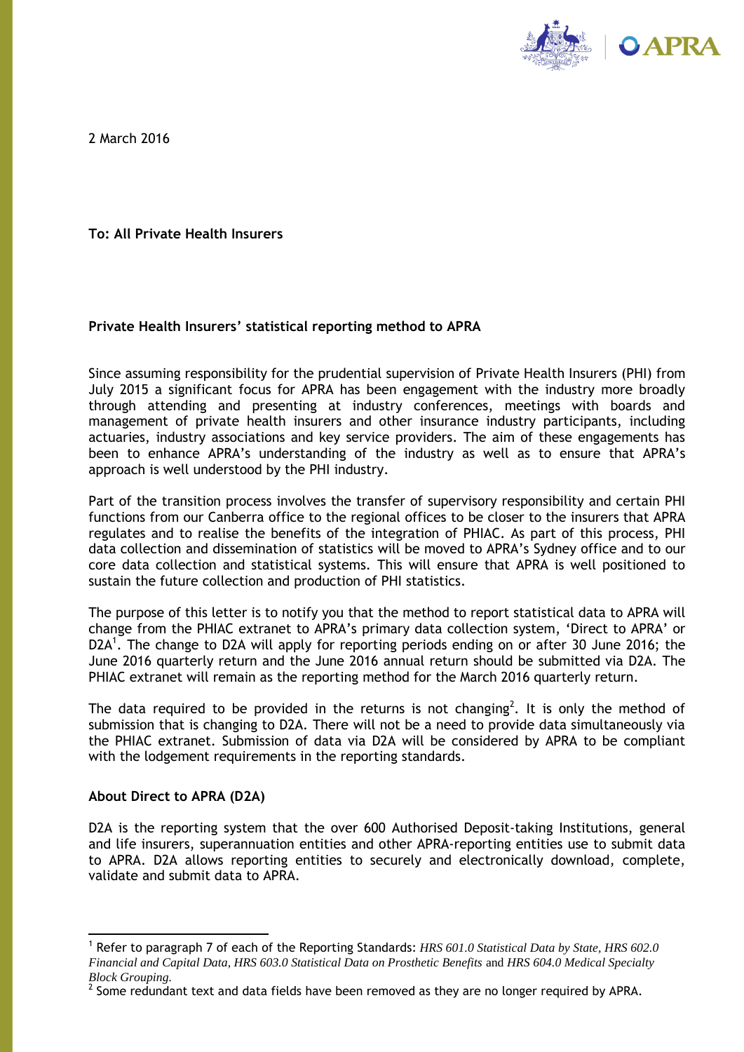2 March 2016

**To: All Private Health Insurers**

**Private Health Insurers' statistical reporting method to APRA**

Since assuming responsibility for the prudential supervision of Private Health Insurers (PHI) from July 2015 a significant focus for APRA has been engagement with the industry more broadly through attending and presenting at industry conferences, meetings with boards and management of private health insurers and other insurance industry participants, including actuaries, industry associations and key service providers. The aim of these engagements has been to enhance APRA's understanding of the industry as well as to ensure that APRA's approach is well understood by the PHI industry.

Part of the transition process involves the transfer of supervisory responsibility and certain PHI functions from our Canberra office to the regional offices to be closer to the insurers that APRA regulates and to realise the benefits of the integration of PHIAC. As part of this process, PHI data collection and dissemination of statistics will be moved to APRA's Sydney office and to our core data collection and statistical systems. This will ensure that APRA is well positioned to sustain the future collection and production of PHI statistics.

The purpose of this letter is to notify you that the method to report statistical data to APRA will change from the PHIAC extranet to APRA's primary data collection system, 'Direct to APRA' or D2A[1]. The change to D2A will apply for reporting periods ending on or after 30 June 2016; the June 2016 quarterly return and the June 2016 annual return should be submitted via D2A. The PHIAC extranet will remain as the reporting method for the March 2016 quarterly return.

The data required to be provided in the returns is not changing[2]. It is only the method of submission that is changing to D2A. There will not be a need to provide data simultaneously via the PHIAC extranet. Submission of data via D2A will be considered by APRA to be compliant with the lodgement requirements in the reporting standards.

**About Direct to APRA (D2A)**

D2A is the reporting system that the over 600 Authorised Deposit-taking Institutions, general and life insurers, superannuation entities and other APRA-reporting entities use to submit data to APRA. D2A allows reporting entities to securely and electronically download, complete, validate and submit data to APRA.

---

[1] Refer to paragraph 7 of each of the Reporting Standards: *HRS 601.0 Statistical Data by State*, *HRS 602.0 Financial and Capital Data*, *HRS 603.0 Statistical Data on Prosthetic Benefits* and *HRS 604.0 Medical Specialty Block Grouping.*

[2] Some redundant text and data fields have been removed as they are no longer required by APRA.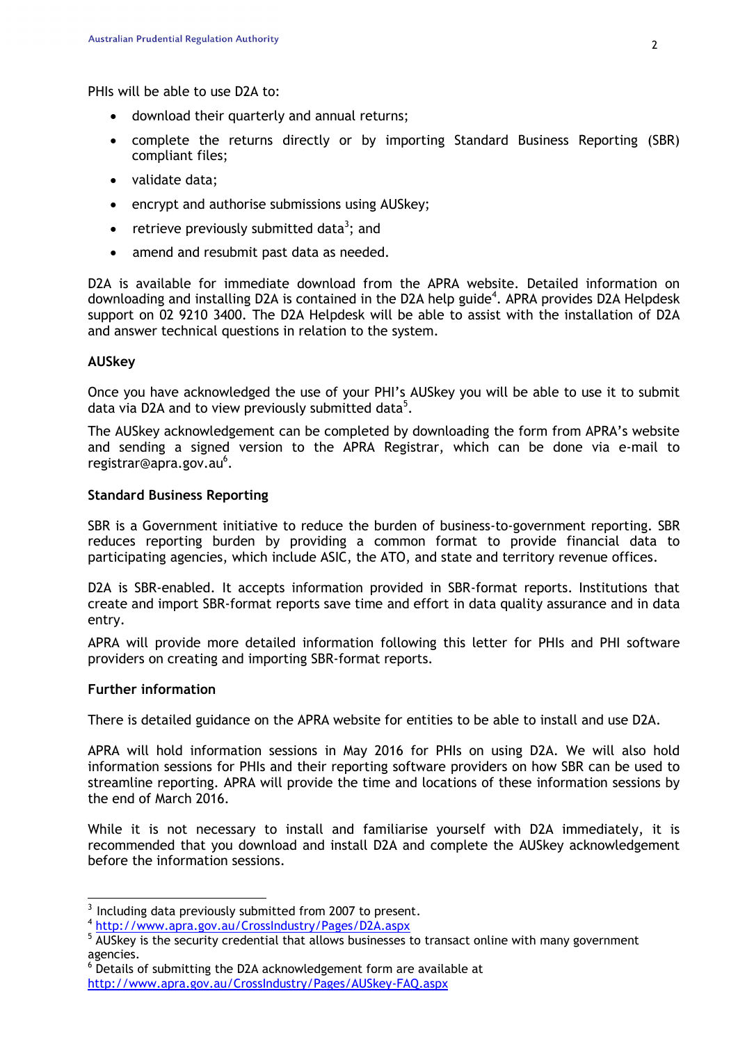PHIs will be able to use D2A to:

- download their quarterly and annual returns;
- complete the returns directly or by importing Standard Business Reporting (SBR) compliant files;
- validate data;
- encrypt and authorise submissions using AUSkey;
- retrieve previously submitted data[3]; and
- amend and resubmit past data as needed.

D2A is available for immediate download from the APRA website. Detailed information on downloading and installing D2A is contained in the D2A help guide[4]. APRA provides D2A Helpdesk support on 02 9210 3400. The D2A Helpdesk will be able to assist with the installation of D2A and answer technical questions in relation to the system.

**AUSkey**

Once you have acknowledged the use of your PHI's AUSkey you will be able to use it to submit data via D2A and to view previously submitted data[5].

The AUSkey acknowledgement can be completed by downloading the form from APRA's website and sending a signed version to the APRA Registrar, which can be done via e-mail to registrar@apra.gov.au[6].

**Standard Business Reporting**

SBR is a Government initiative to reduce the burden of business-to-government reporting. SBR reduces reporting burden by providing a common format to provide financial data to participating agencies, which include ASIC, the ATO, and state and territory revenue offices.

D2A is SBR-enabled. It accepts information provided in SBR-format reports. Institutions that create and import SBR-format reports save time and effort in data quality assurance and in data entry.

APRA will provide more detailed information following this letter for PHIs and PHI software providers on creating and importing SBR-format reports.

**Further information**

There is detailed guidance on the APRA website for entities to be able to install and use D2A.

APRA will hold information sessions in May 2016 for PHIs on using D2A. We will also hold information sessions for PHIs and their reporting software providers on how SBR can be used to streamline reporting. APRA will provide the time and locations of these information sessions by the end of March 2016.

While it is not necessary to install and familiarise yourself with D2A immediately, it is recommended that you download and install D2A and complete the AUSkey acknowledgement before the information sessions.

---

[3] Including data previously submitted from 2007 to present.

[4] http://www.apra.gov.au/CrossIndustry/Pages/D2A.aspx

[5] AUSkey is the security credential that allows businesses to transact online with many government agencies.

[6] Details of submitting the D2A acknowledgement form are available at http://www.apra.gov.au/CrossIndustry/Pages/AUSkey-FAQ.aspx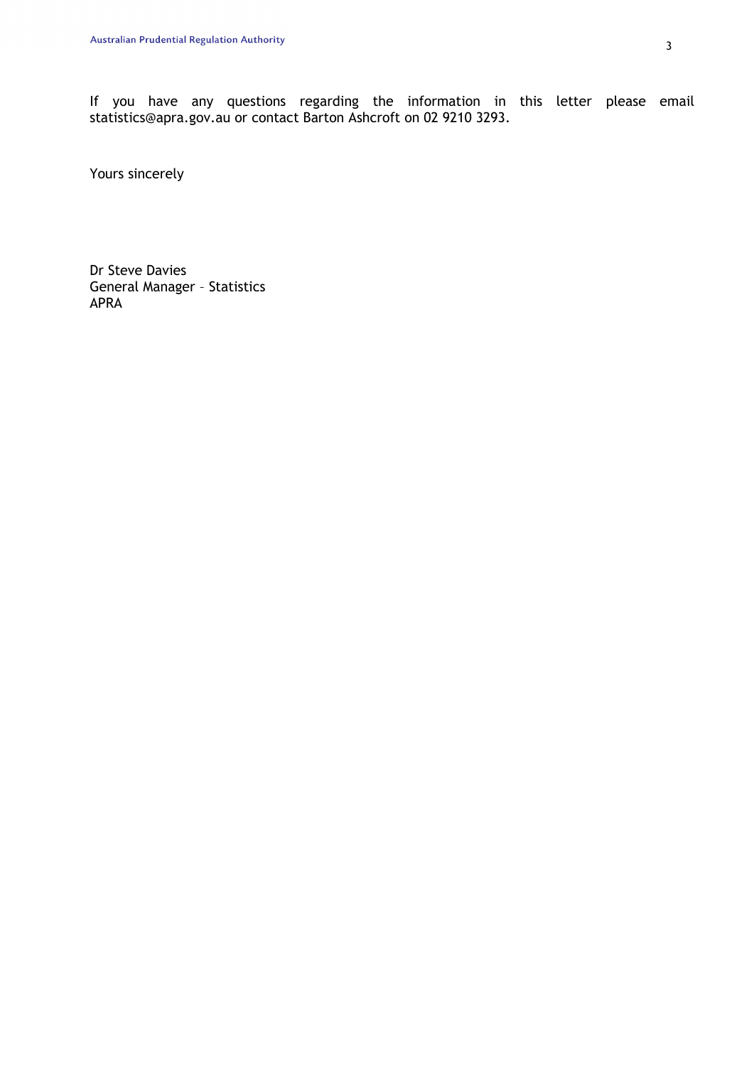If you have any questions regarding the information in this letter please email statistics@apra.gov.au or contact Barton Ashcroft on 02 9210 3293.

Yours sincerely

Dr Steve Davies
General Manager – Statistics
APRA